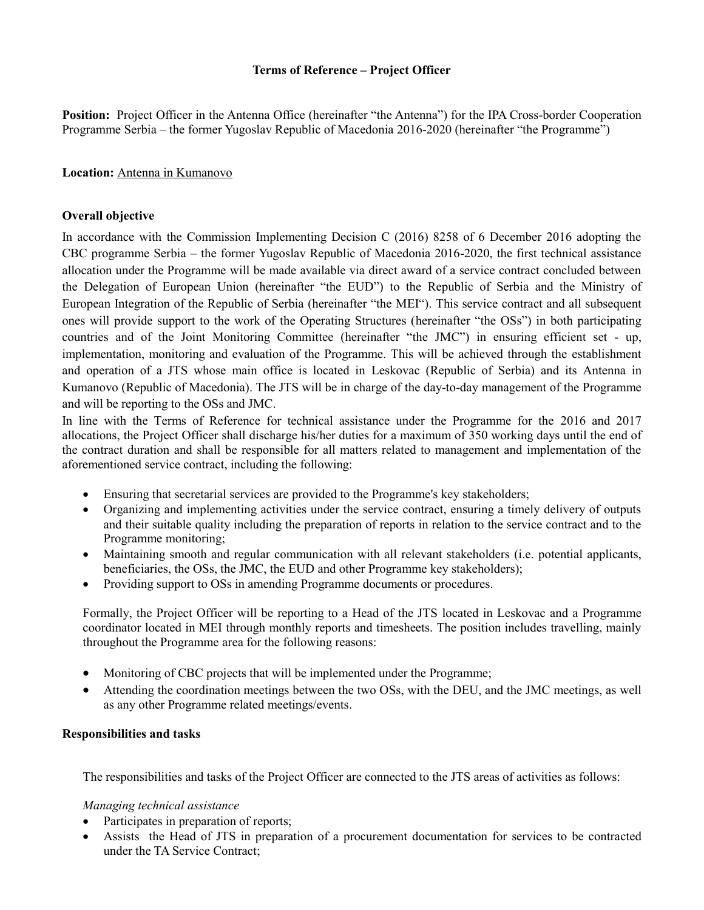**Terms of Reference – Project Officer**

**Position:** Project Officer in the Antenna Office (hereinafter "the Antenna") for the IPA Cross-border Cooperation Programme Serbia – the former Yugoslav Republic of Macedonia 2016-2020 (hereinafter "the Programme")

**Location:** <u>Antenna in Kumanovo</u>

**Overall objective**

In accordance with the Commission Implementing Decision C (2016) 8258 of 6 December 2016 adopting the CBC programme Serbia – the former Yugoslav Republic of Macedonia 2016-2020, the first technical assistance allocation under the Programme will be made available via direct award of a service contract concluded between the Delegation of European Union (hereinafter "the EUD") to the Republic of Serbia and the Ministry of European Integration of the Republic of Serbia (hereinafter "the MEI"). This service contract and all subsequent ones will provide support to the work of the Operating Structures (hereinafter "the OSs") in both participating countries and of the Joint Monitoring Committee (hereinafter "the JMC") in ensuring efficient set - up, implementation, monitoring and evaluation of the Programme. This will be achieved through the establishment and operation of a JTS whose main office is located in Leskovac (Republic of Serbia) and its Antenna in Kumanovo (Republic of Macedonia). The JTS will be in charge of the day-to-day management of the Programme and will be reporting to the OSs and JMC.

In line with the Terms of Reference for technical assistance under the Programme for the 2016 and 2017 allocations, the Project Officer shall discharge his/her duties for a maximum of 350 working days until the end of the contract duration and shall be responsible for all matters related to management and implementation of the aforementioned service contract, including the following:

- Ensuring that secretarial services are provided to the Programme's key stakeholders;
- Organizing and implementing activities under the service contract, ensuring a timely delivery of outputs and their suitable quality including the preparation of reports in relation to the service contract and to the Programme monitoring;
- Maintaining smooth and regular communication with all relevant stakeholders (i.e. potential applicants, beneficiaries, the OSs, the JMC, the EUD and other Programme key stakeholders);
- Providing support to OSs in amending Programme documents or procedures.

Formally, the Project Officer will be reporting to a Head of the JTS located in Leskovac and a Programme coordinator located in MEI through monthly reports and timesheets. The position includes travelling, mainly throughout the Programme area for the following reasons:

- Monitoring of CBC projects that will be implemented under the Programme;
- Attending the coordination meetings between the two OSs, with the DEU, and the JMC meetings, as well as any other Programme related meetings/events.

**Responsibilities and tasks**

The responsibilities and tasks of the Project Officer are connected to the JTS areas of activities as follows:

*Managing technical assistance*

- Participates in preparation of reports;
- Assists the Head of JTS in preparation of a procurement documentation for services to be contracted under the TA Service Contract;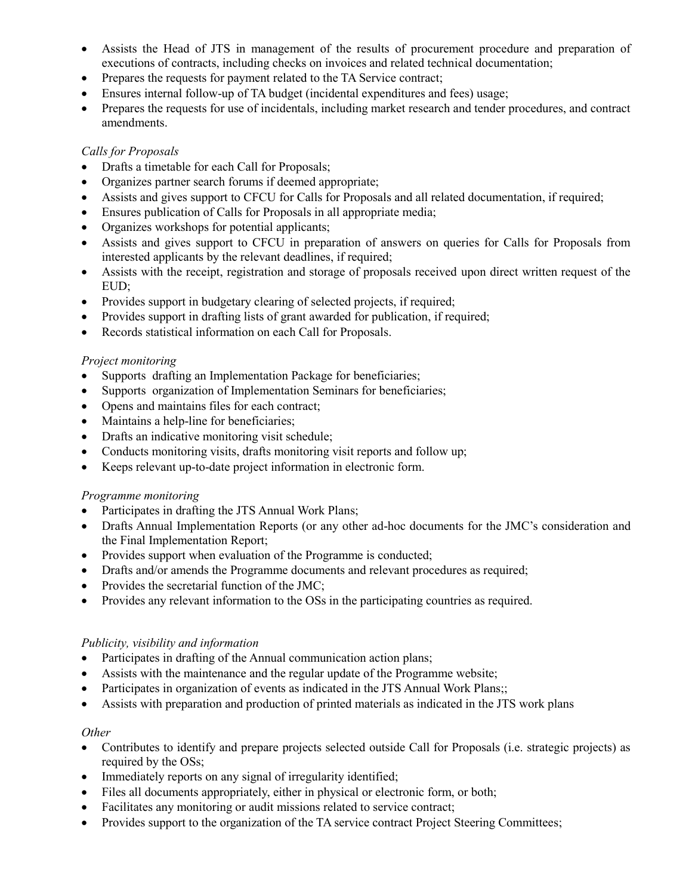- Assists the Head of JTS in management of the results of procurement procedure and preparation of executions of contracts, including checks on invoices and related technical documentation;
- Prepares the requests for payment related to the TA Service contract;
- Ensures internal follow-up of TA budget (incidental expenditures and fees) usage;
- Prepares the requests for use of incidentals, including market research and tender procedures, and contract amendments.

*Calls for Proposals*

- Drafts a timetable for each Call for Proposals;
- Organizes partner search forums if deemed appropriate;
- Assists and gives support to CFCU for Calls for Proposals and all related documentation, if required;
- Ensures publication of Calls for Proposals in all appropriate media;
- Organizes workshops for potential applicants;
- Assists and gives support to CFCU in preparation of answers on queries for Calls for Proposals from interested applicants by the relevant deadlines, if required;
- Assists with the receipt, registration and storage of proposals received upon direct written request of the EUD;
- Provides support in budgetary clearing of selected projects, if required;
- Provides support in drafting lists of grant awarded for publication, if required;
- Records statistical information on each Call for Proposals.

*Project monitoring*

- Supports drafting an Implementation Package for beneficiaries;
- Supports organization of Implementation Seminars for beneficiaries;
- Opens and maintains files for each contract;
- Maintains a help-line for beneficiaries;
- Drafts an indicative monitoring visit schedule;
- Conducts monitoring visits, drafts monitoring visit reports and follow up;
- Keeps relevant up-to-date project information in electronic form.

*Programme monitoring*

- Participates in drafting the JTS Annual Work Plans;
- Drafts Annual Implementation Reports (or any other ad-hoc documents for the JMC's consideration and the Final Implementation Report;
- Provides support when evaluation of the Programme is conducted;
- Drafts and/or amends the Programme documents and relevant procedures as required;
- Provides the secretarial function of the JMC;
- Provides any relevant information to the OSs in the participating countries as required.

*Publicity, visibility and information*

- Participates in drafting of the Annual communication action plans;
- Assists with the maintenance and the regular update of the Programme website;
- Participates in organization of events as indicated in the JTS Annual Work Plans;;
- Assists with preparation and production of printed materials as indicated in the JTS work plans

*Other*

- Contributes to identify and prepare projects selected outside Call for Proposals (i.e. strategic projects) as required by the OSs;
- Immediately reports on any signal of irregularity identified;
- Files all documents appropriately, either in physical or electronic form, or both;
- Facilitates any monitoring or audit missions related to service contract;
- Provides support to the organization of the TA service contract Project Steering Committees;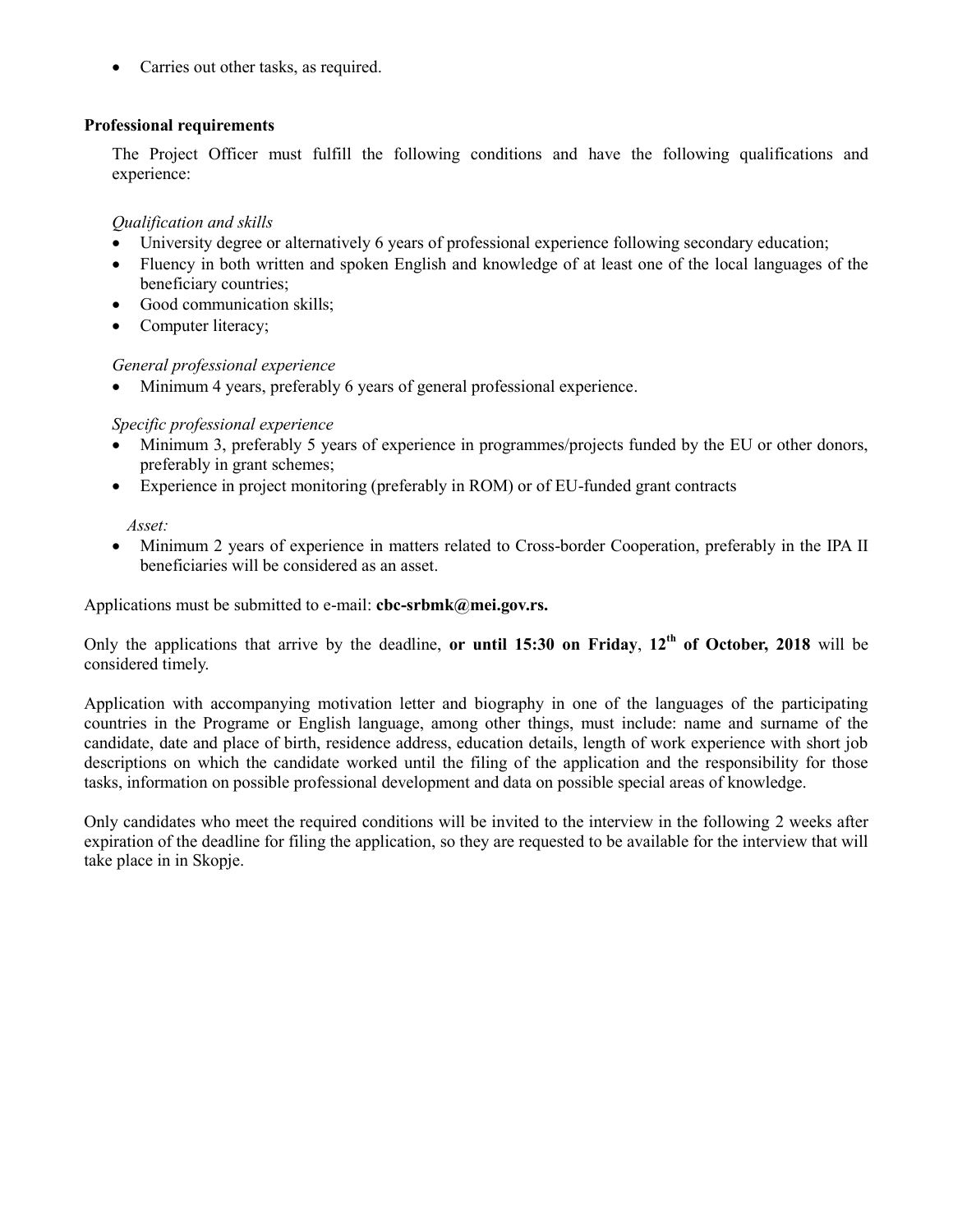- Carries out other tasks, as required.

**Professional requirements**

The Project Officer must fulfill the following conditions and have the following qualifications and experience:

*Qualification and skills*

- University degree or alternatively 6 years of professional experience following secondary education;
- Fluency in both written and spoken English and knowledge of at least one of the local languages of the beneficiary countries;
- Good communication skills;
- Computer literacy;

*General professional experience*

- Minimum 4 years, preferably 6 years of general professional experience.

*Specific professional experience*

- Minimum 3, preferably 5 years of experience in programmes/projects funded by the EU or other donors, preferably in grant schemes;
- Experience in project monitoring (preferably in ROM) or of EU-funded grant contracts

*Asset:*

- Minimum 2 years of experience in matters related to Cross-border Cooperation, preferably in the IPA II beneficiaries will be considered as an asset.

Applications must be submitted to e-mail: **cbc-srbmk@mei.gov.rs.**

Only the applications that arrive by the deadline, **or until 15:30 on Friday**, **12th of October, 2018** will be considered timely.

Application with accompanying motivation letter and biography in one of the languages of the participating countries in the Programe or English language, among other things, must include: name and surname of the candidate, date and place of birth, residence address, education details, length of work experience with short job descriptions on which the candidate worked until the filing of the application and the responsibility for those tasks, information on possible professional development and data on possible special areas of knowledge.

Only candidates who meet the required conditions will be invited to the interview in the following 2 weeks after expiration of the deadline for filing the application, so they are requested to be available for the interview that will take place in in Skopje.